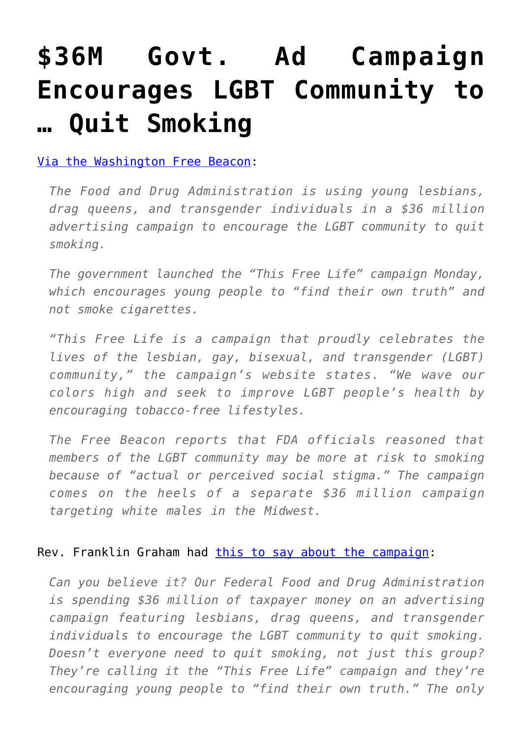# $36M Govt. Ad Campaign Encourages LGBT Community to … Quit Smoking

Via the Washington Free Beacon:

> *The Food and Drug Administration is using young lesbians, drag queens, and transgender individuals in a $36 million advertising campaign to encourage the LGBT community to quit smoking.*
>
> *The government launched the "This Free Life" campaign Monday, which encourages young people to "find their own truth" and not smoke cigarettes.*
>
> *"This Free Life is a campaign that proudly celebrates the lives of the lesbian, gay, bisexual, and transgender (LGBT) community," the campaign's website states. "We wave our colors high and seek to improve LGBT people's health by encouraging tobacco-free lifestyles.*
>
> *The Free Beacon reports that FDA officials reasoned that members of the LGBT community may be more at risk to smoking because of "actual or perceived social stigma." The campaign comes on the heels of a separate $36 million campaign targeting white males in the Midwest.*

Rev. Franklin Graham had this to say about the campaign:

> *Can you believe it? Our Federal Food and Drug Administration is spending $36 million of taxpayer money on an advertising campaign featuring lesbians, drag queens, and transgender individuals to encourage the LGBT community to quit smoking. Doesn't everyone need to quit smoking, not just this group? They're calling it the "This Free Life" campaign and they're encouraging young people to "find their own truth." The only*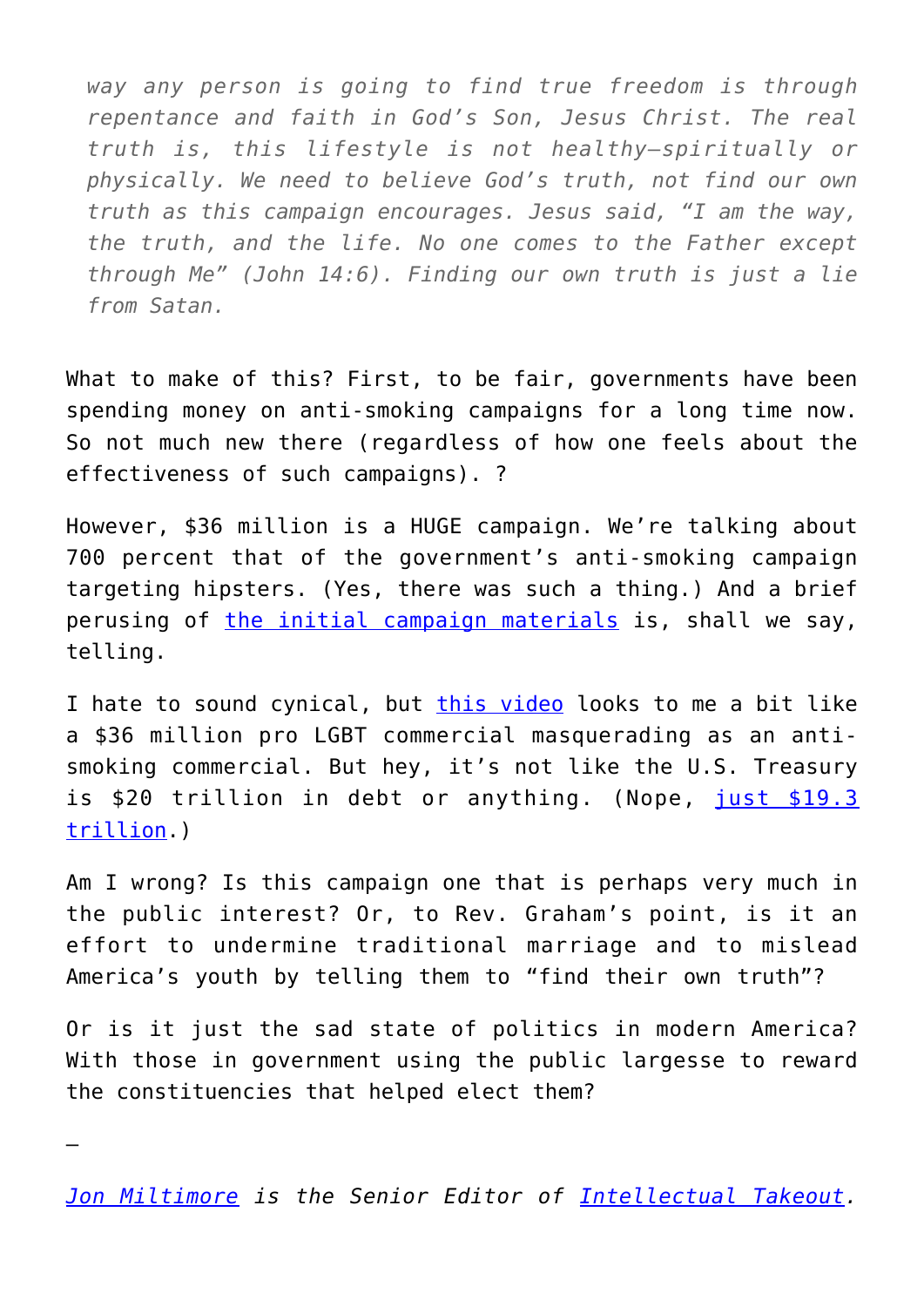*way any person is going to find true freedom is through repentance and faith in God's Son, Jesus Christ. The real truth is, this lifestyle is not healthy—spiritually or physically. We need to believe God's truth, not find our own truth as this campaign encourages. Jesus said, "I am the way, the truth, and the life. No one comes to the Father except through Me" (John 14:6). Finding our own truth is just a lie from Satan.*

What to make of this? First, to be fair, governments have been spending money on anti-smoking campaigns for a long time now. So not much new there (regardless of how one feels about the effectiveness of such campaigns). ?

However, $36 million is a HUGE campaign. We're talking about 700 percent that of the government's anti-smoking campaign targeting hipsters. (Yes, there was such a thing.) And a brief perusing of [the initial campaign materials]() is, shall we say, telling.

I hate to sound cynical, but [this video]() looks to me a bit like a $36 million pro LGBT commercial masquerading as an anti-smoking commercial. But hey, it's not like the U.S. Treasury is $20 trillion in debt or anything. (Nope, [just $19.3 trillion]().)

Am I wrong? Is this campaign one that is perhaps very much in the public interest? Or, to Rev. Graham's point, is it an effort to undermine traditional marriage and to mislead America's youth by telling them to "find their own truth"?

Or is it just the sad state of politics in modern America? With those in government using the public largesse to reward the constituencies that helped elect them?

—

*[Jon Miltimore]() is the Senior Editor of [Intellectual Takeout]().*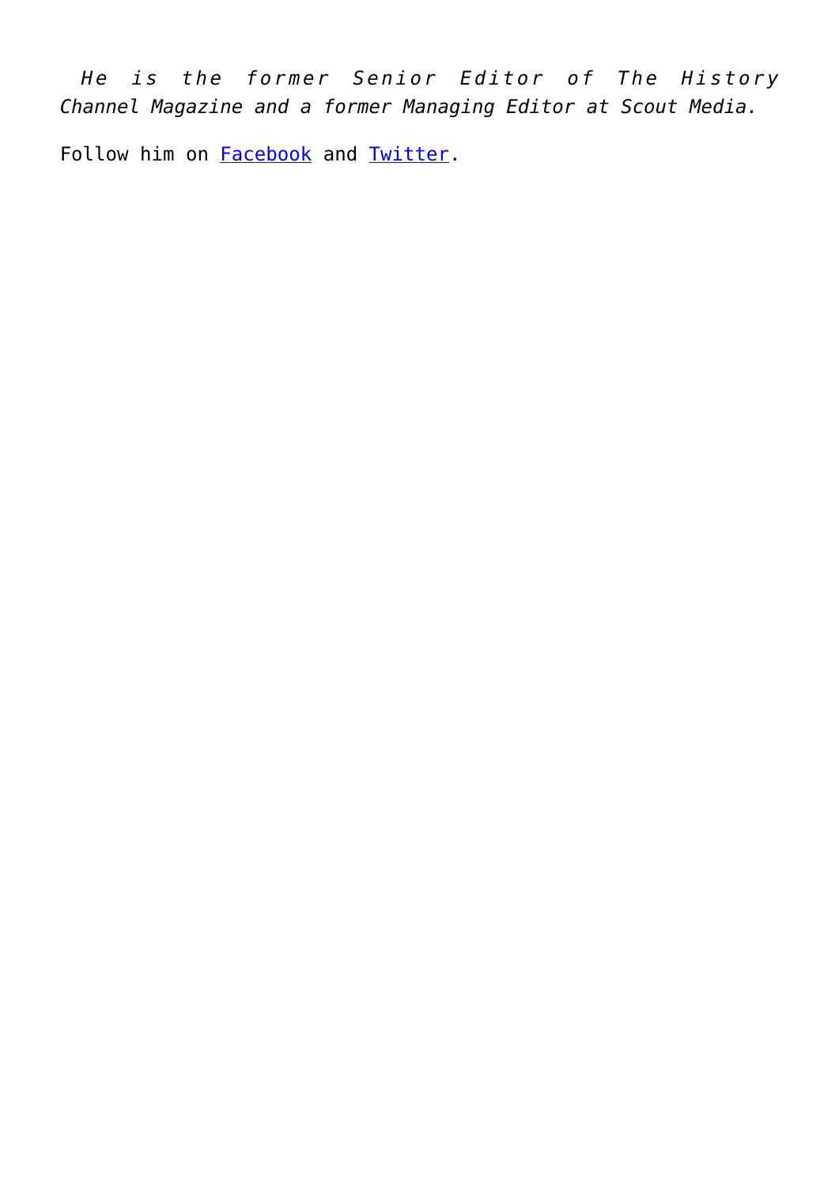*He is the former Senior Editor of The History Channel Magazine and a former Managing Editor at Scout Media.*

Follow him on [Facebook](#) and [Twitter](#).